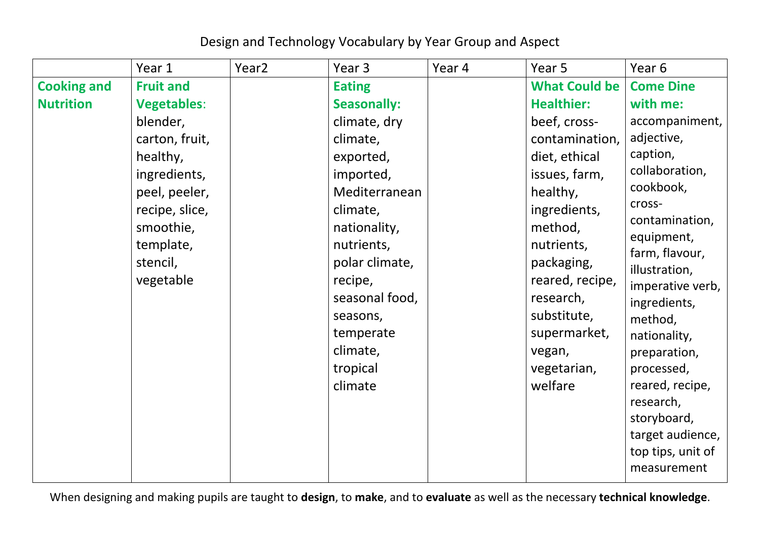Design and Technology Vocabulary by Year Group and Aspect

| | Year 1 | Year2 | Year 3 | Year 4 | Year 5 | Year 6 |
|---|---|---|---|---|---|---|
| **Cooking and Nutrition** | **Fruit and Vegetables**: blender, carton, fruit, healthy, ingredients, peel, peeler, recipe, slice, smoothie, template, stencil, vegetable | | **Eating Seasonally:** climate, dry climate, exported, imported, Mediterranean climate, nationality, nutrients, polar climate, recipe, seasonal food, seasons, temperate climate, tropical climate | | **What Could be Healthier:** beef, cross-contamination, diet, ethical issues, farm, healthy, ingredients, method, nutrients, packaging, reared, recipe, research, substitute, supermarket, vegan, vegetarian, welfare | **Come Dine with me:** accompaniment, adjective, caption, collaboration, cookbook, cross-contamination, equipment, farm, flavour, illustration, imperative verb, ingredients, method, nationality, preparation, processed, reared, recipe, research, storyboard, target audience, top tips, unit of measurement |

When designing and making pupils are taught to **design**, to **make**, and to **evaluate** as well as the necessary **technical knowledge**.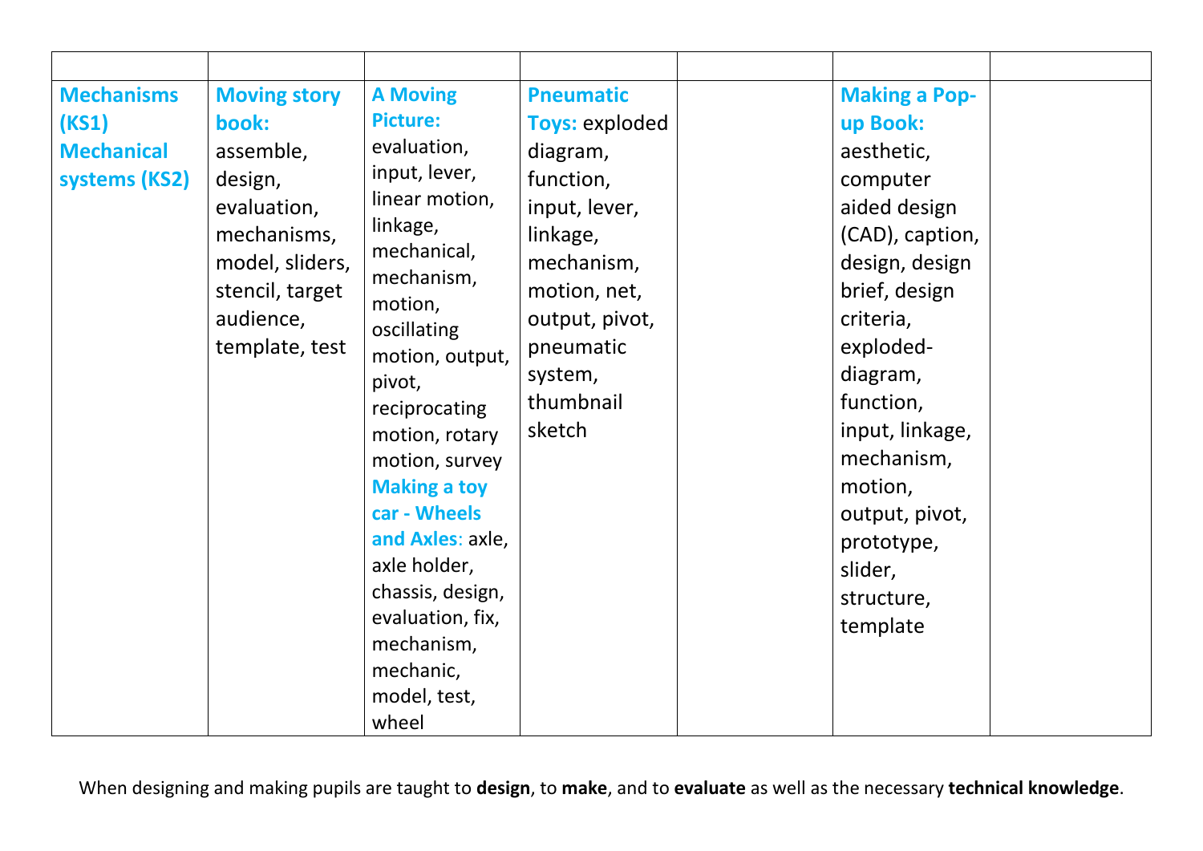| | | | | | | |
|---|---|---|---|---|---|---|
| **Mechanisms (KS1) Mechanical systems (KS2)** | **Moving story book:** assemble, design, evaluation, mechanisms, model, sliders, stencil, target audience, template, test | **A Moving Picture:** evaluation, input, lever, linear motion, linkage, mechanical, mechanism, motion, oscillating motion, output, pivot, reciprocating motion, rotary motion, survey **Making a toy car - Wheels and Axles:** axle, axle holder, chassis, design, evaluation, fix, mechanism, mechanic, model, test, wheel | **Pneumatic Toys:** exploded diagram, function, input, lever, linkage, mechanism, motion, net, output, pivot, pneumatic system, thumbnail sketch | | **Making a Pop-up Book:** aesthetic, computer aided design (CAD), caption, design, design brief, design criteria, exploded-diagram, function, input, linkage, mechanism, motion, output, pivot, prototype, slider, structure, template | |

When designing and making pupils are taught to **design**, to **make**, and to **evaluate** as well as the necessary **technical knowledge**.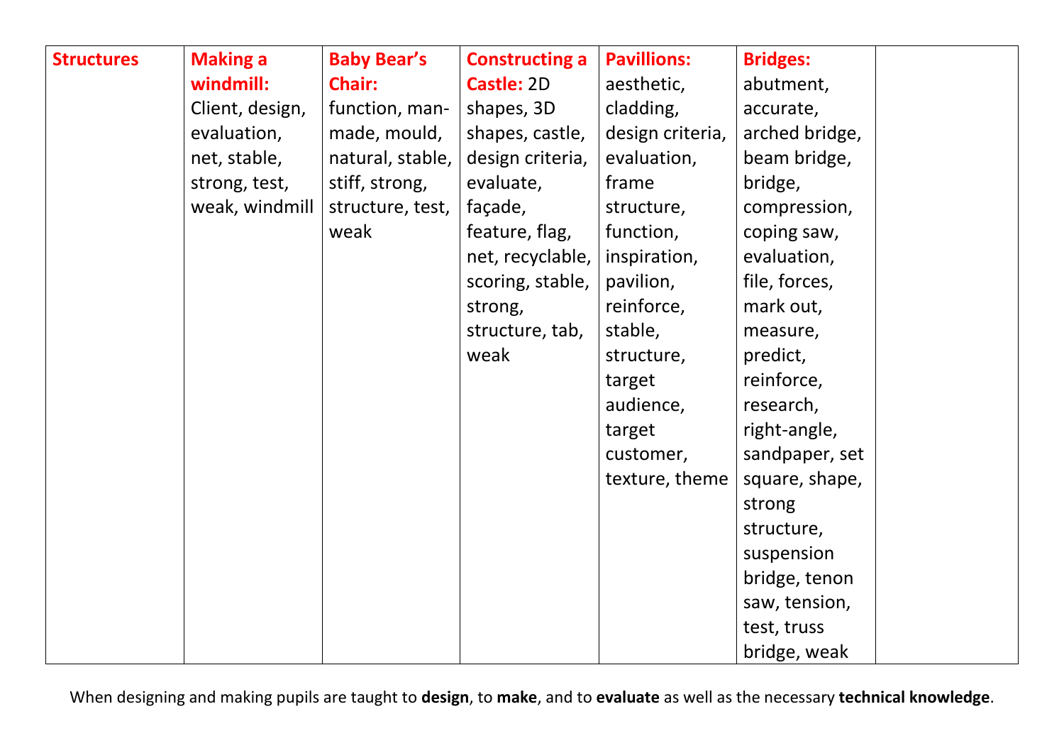| **Structures** | **Making a windmill:** Client, design, evaluation, net, stable, strong, test, weak, windmill | **Baby Bear's Chair:** function, man-made, mould, natural, stable, stiff, strong, structure, test, weak | **Constructing a Castle:** 2D shapes, 3D shapes, castle, design criteria, evaluate, façade, feature, flag, net, recyclable, scoring, stable, strong, structure, tab, weak | **Pavillions:** aesthetic, cladding, design criteria, evaluation, frame structure, function, inspiration, pavilion, reinforce, stable, structure, target audience, target customer, texture, theme | **Bridges:** abutment, accurate, arched bridge, beam bridge, bridge, compression, coping saw, evaluation, file, forces, mark out, measure, predict, reinforce, research, right-angle, sandpaper, set square, shape, strong structure, suspension bridge, tenon saw, tension, test, truss bridge, weak | |
|---|---|---|---|---|---|---|

When designing and making pupils are taught to **design**, to **make**, and to **evaluate** as well as the necessary **technical knowledge**.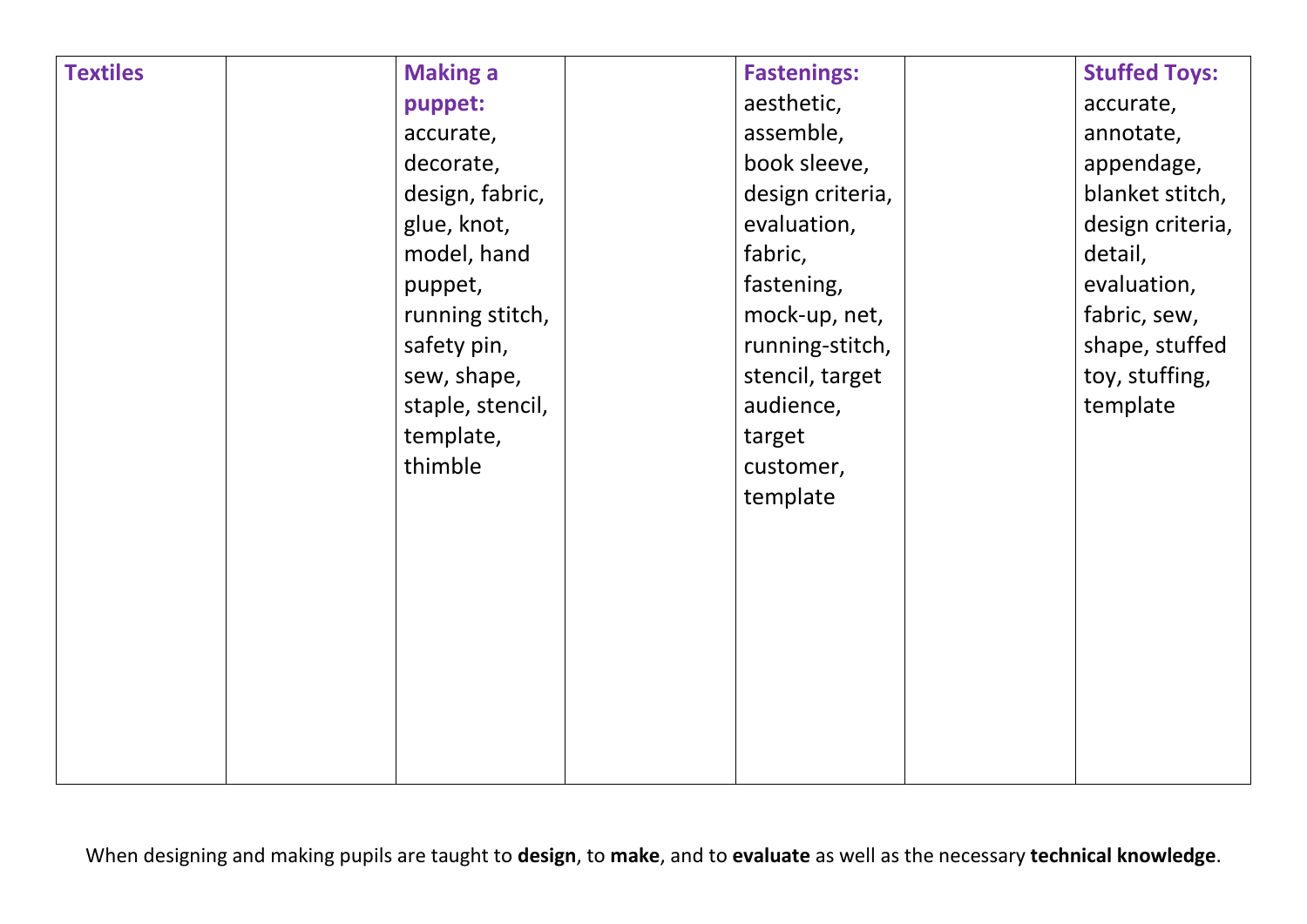| Textiles | | Making a puppet: accurate, decorate, design, fabric, glue, knot, model, hand puppet, running stitch, safety pin, sew, shape, staple, stencil, template, thimble | | Fastenings: aesthetic, assemble, book sleeve, design criteria, evaluation, fabric, fastening, mock-up, net, running-stitch, stencil, target audience, target customer, template | | Stuffed Toys: accurate, annotate, appendage, blanket stitch, design criteria, detail, evaluation, fabric, sew, shape, stuffed toy, stuffing, template |
|---|---|---|---|---|---|---|

When designing and making pupils are taught to **design**, to **make**, and to **evaluate** as well as the necessary **technical knowledge**.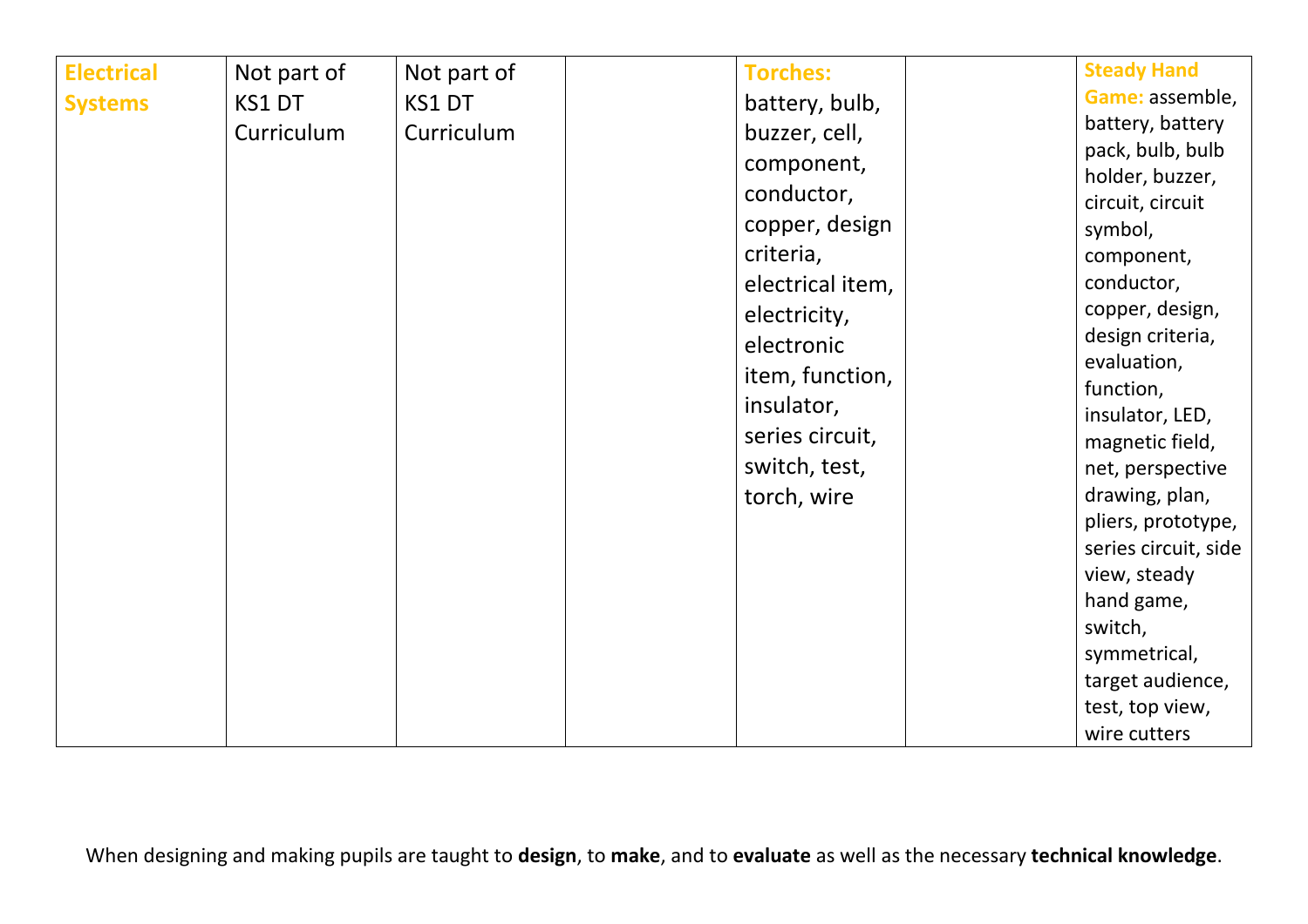| | | | | | | |
|---|---|---|---|---|---|---|
| **Electrical Systems** | Not part of KS1 DT Curriculum | Not part of KS1 DT Curriculum | | **Torches:** battery, bulb, buzzer, cell, component, conductor, copper, design criteria, electrical item, electricity, electronic item, function, insulator, series circuit, switch, test, torch, wire | | **Steady Hand Game:** assemble, battery, battery pack, bulb, bulb holder, buzzer, circuit, circuit symbol, component, conductor, copper, design, design criteria, evaluation, function, insulator, LED, magnetic field, net, perspective drawing, plan, pliers, prototype, series circuit, side view, steady hand game, switch, symmetrical, target audience, test, top view, wire cutters |

When designing and making pupils are taught to **design**, to **make**, and to **evaluate** as well as the necessary **technical knowledge**.